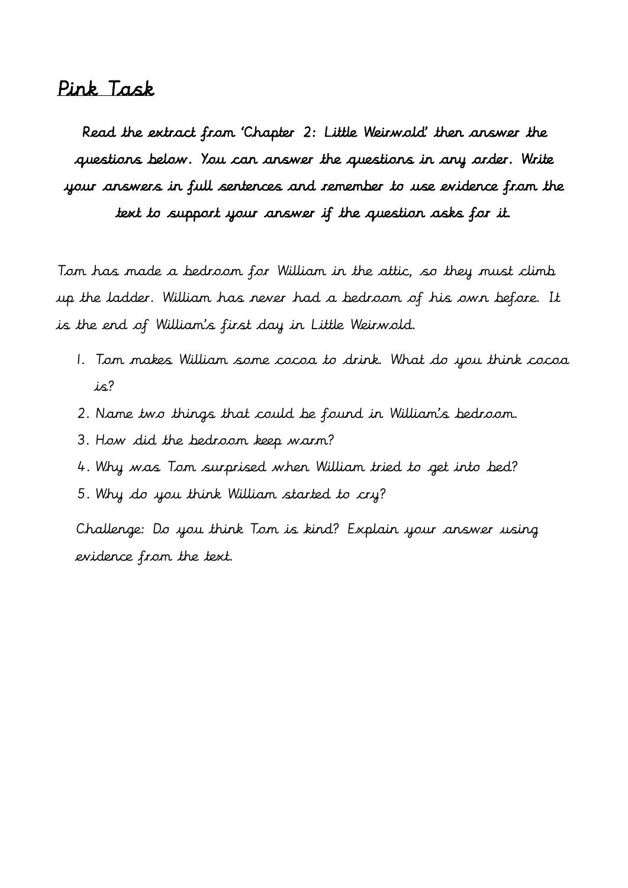## Pink Task

**Read the extract from 'Chapter 2: Little Weirwold' then answer the questions below. You can answer the questions in any order. Write your answers in full sentences and remember to use evidence from the text to support your answer if the question asks for it.**

Tom has made a bedroom for William in the attic, so they must climb up the ladder. William has never had a bedroom of his own before. It is the end of William's first day in Little Weirwold.

1. Tom makes William some cocoa to drink. What do you think cocoa is?
2. Name two things that could be found in William's bedroom.
3. How did the bedroom keep warm?
4. Why was Tom surprised when William tried to get into bed?
5. Why do you think William started to cry?

Challenge: Do you think Tom is kind? Explain your answer using evidence from the text.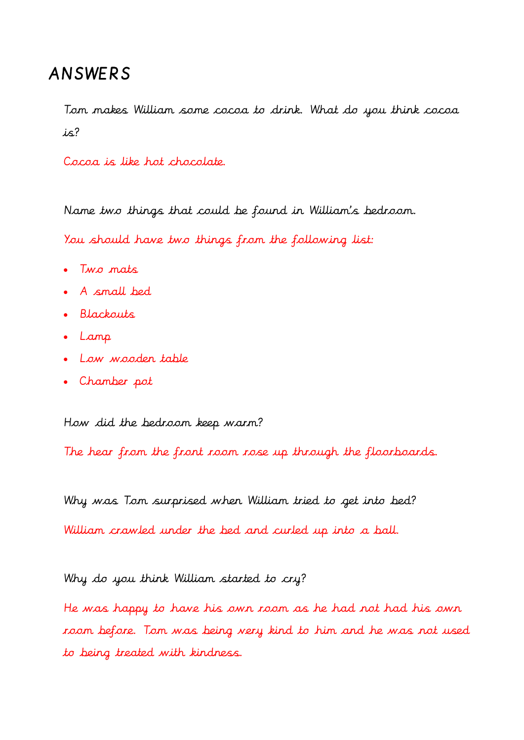# ANSWERS

Tom makes William some cocoa to drink. What do you think cocoa is?

Cocoa is like hot chocolate.

Name two things that could be found in William's bedroom.

You should have two things from the following list:

- Two mats
- A small bed
- Blackouts
- Lamp
- Low wooden table
- Chamber pot

How did the bedroom keep warm?

The hear from the front room rose up through the floorboards.

Why was Tom surprised when William tried to get into bed?

William crawled under the bed and curled up into a ball.

Why do you think William started to cry?

He was happy to have his own room as he had not had his own room before. Tom was being very kind to him and he was not used to being treated with kindness.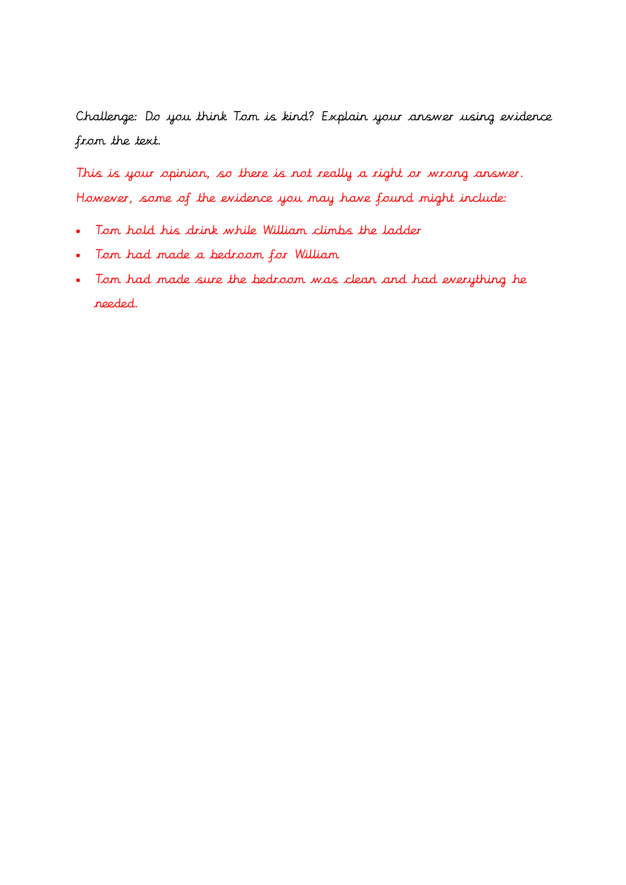Challenge: Do you think Tom is kind? Explain your answer using evidence from the text.

This is your opinion, so there is not really a right or wrong answer. However, some of the evidence you may have found might include:

- Tom hold his drink while William climbs the ladder
- Tom had made a bedroom for William
- Tom had made sure the bedroom was clean and had everything he needed.